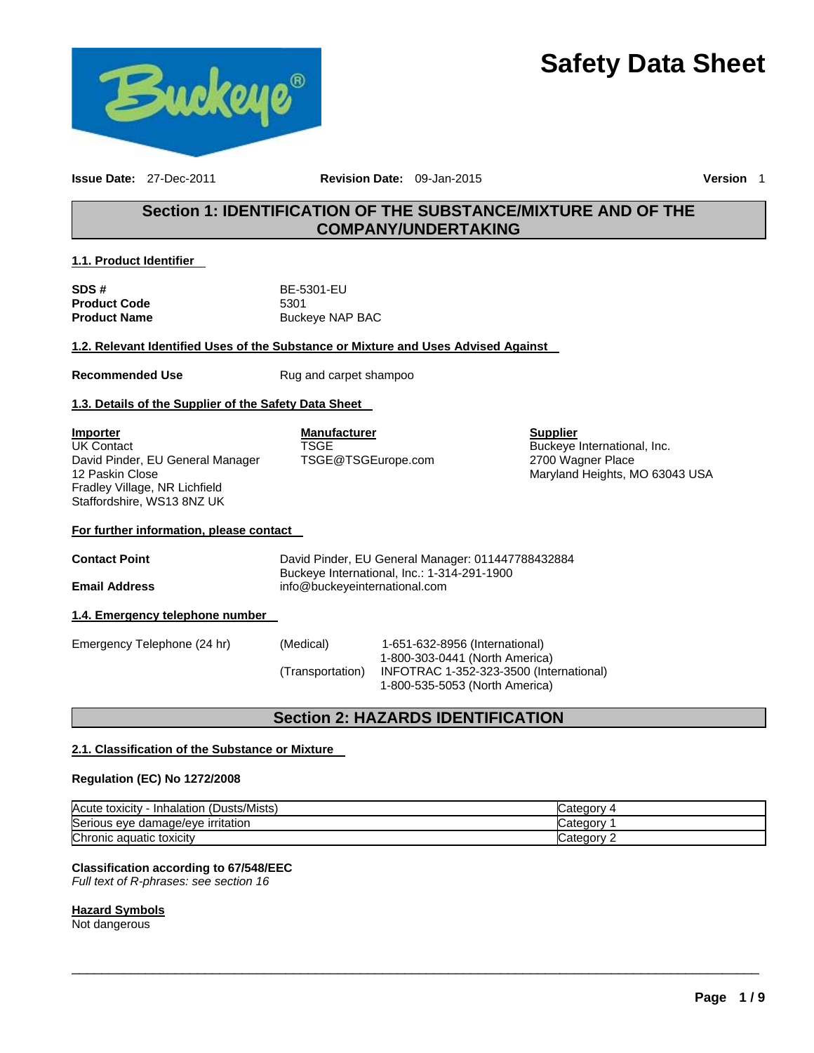# Safety Data Sheet

**Issue Date:** 27-Dec-2011 **Revision Date:** 09-Jan-2015 **Version** 1

## Section 1: IDENTIFICATION OF THE SUBSTANCE/MIXTURE AND OF THE COMPANY/UNDERTAKING

### 1.1. Product Identifier

**SDS #** BE-5301-EU
**Product Code** 5301
**Product Name** Buckeye NAP BAC

### 1.2. Relevant Identified Uses of the Substance or Mixture and Uses Advised Against

**Recommended Use** Rug and carpet shampoo

### 1.3. Details of the Supplier of the Safety Data Sheet

**Importer**
UK Contact
David Pinder, EU General Manager
12 Paskin Close
Fradley Village, NR Lichfield
Staffordshire, WS13 8NZ UK

**Manufacturer**
TSGE
TSGE@TSGEurope.com

**Supplier**
Buckeye International, Inc.
2700 Wagner Place
Maryland Heights, MO 63043 USA

**For further information, please contact**

**Contact Point** David Pinder, EU General Manager: 011447788432884
Buckeye International, Inc.: 1-314-291-1900
**Email Address** info@buckeyeinternational.com

### 1.4. Emergency telephone number

Emergency Telephone (24 hr)
(Medical) 1-651-632-8956 (International)
1-800-303-0441 (North America)
(Transportation) INFOTRAC 1-352-323-3500 (International)
1-800-535-5053 (North America)

## Section 2: HAZARDS IDENTIFICATION

### 2.1. Classification of the Substance or Mixture

**Regulation (EC) No 1272/2008**

| Hazard | Category |
|---|---|
| Acute toxicity - Inhalation (Dusts/Mists) | Category 4 |
| Serious eye damage/eye irritation | Category 1 |
| Chronic aquatic toxicity | Category 2 |

**Classification according to 67/548/EEC**
*Full text of R-phrases: see section 16*

**Hazard Symbols**
Not dangerous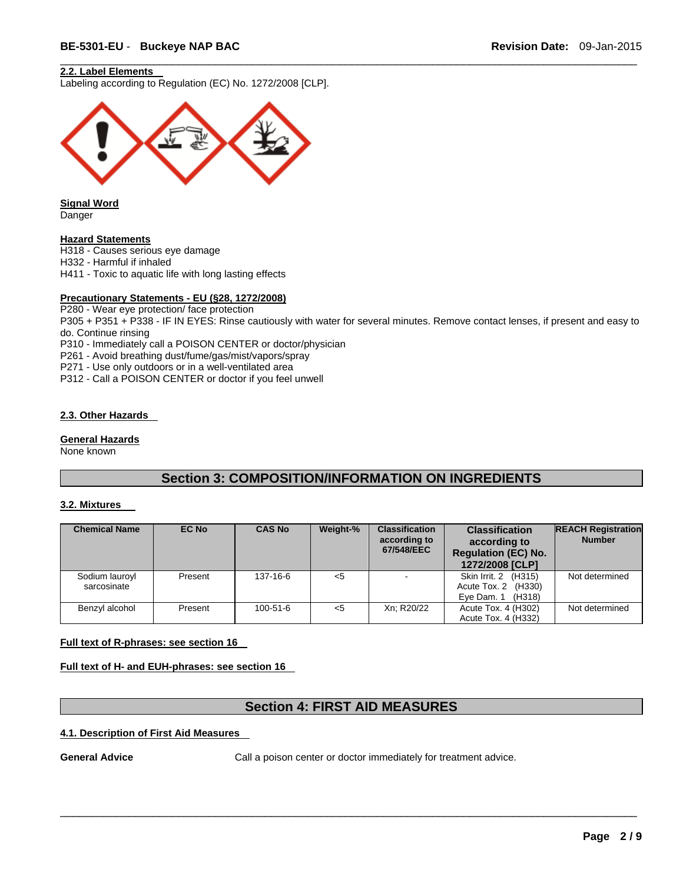### 2.2. Label Elements

Labeling according to Regulation (EC) No. 1272/2008 [CLP].

**Signal Word**

Danger

**Hazard Statements**

H318 - Causes serious eye damage
H332 - Harmful if inhaled
H411 - Toxic to aquatic life with long lasting effects

**Precautionary Statements - EU (§28, 1272/2008)**

P280 - Wear eye protection/ face protection
P305 + P351 + P338 - IF IN EYES: Rinse cautiously with water for several minutes. Remove contact lenses, if present and easy to do. Continue rinsing
P310 - Immediately call a POISON CENTER or doctor/physician
P261 - Avoid breathing dust/fume/gas/mist/vapors/spray
P271 - Use only outdoors or in a well-ventilated area
P312 - Call a POISON CENTER or doctor if you feel unwell

### 2.3. Other Hazards

**General Hazards**

None known

## Section 3: COMPOSITION/INFORMATION ON INGREDIENTS

### 3.2. Mixtures

| Chemical Name | EC No | CAS No | Weight-% | Classification according to 67/548/EEC | Classification according to Regulation (EC) No. 1272/2008 [CLP] | REACH Registration Number |
|---|---|---|---|---|---|---|
| Sodium lauroyl sarcosinate | Present | 137-16-6 | <5 | - | Skin Irrit. 2 (H315)<br>Acute Tox. 2 (H330)<br>Eye Dam. 1 (H318) | Not determined |
| Benzyl alcohol | Present | 100-51-6 | <5 | Xn; R20/22 | Acute Tox. 4 (H302)<br>Acute Tox. 4 (H332) | Not determined |

**Full text of R-phrases: see section 16**

**Full text of H- and EUH-phrases: see section 16**

## Section 4: FIRST AID MEASURES

### 4.1. Description of First Aid Measures

**General Advice** Call a poison center or doctor immediately for treatment advice.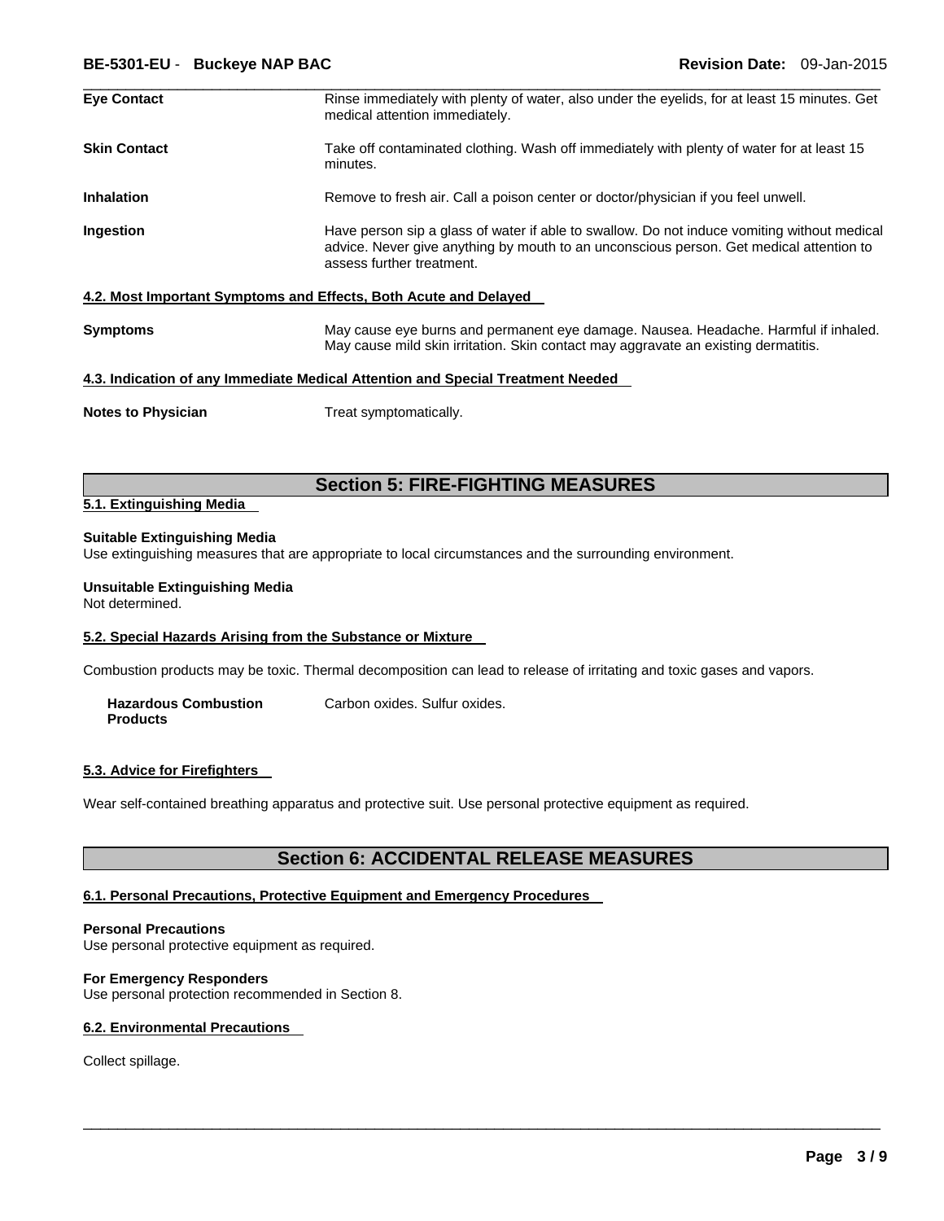| | |
|---|---|
| **Eye Contact** | Rinse immediately with plenty of water, also under the eyelids, for at least 15 minutes. Get medical attention immediately. |
| **Skin Contact** | Take off contaminated clothing. Wash off immediately with plenty of water for at least 15 minutes. |
| **Inhalation** | Remove to fresh air. Call a poison center or doctor/physician if you feel unwell. |
| **Ingestion** | Have person sip a glass of water if able to swallow. Do not induce vomiting without medical advice. Never give anything by mouth to an unconscious person. Get medical attention to assess further treatment. |

### 4.2. Most Important Symptoms and Effects, Both Acute and Delayed

| | |
|---|---|
| **Symptoms** | May cause eye burns and permanent eye damage. Nausea. Headache. Harmful if inhaled. May cause mild skin irritation. Skin contact may aggravate an existing dermatitis. |

### 4.3. Indication of any Immediate Medical Attention and Special Treatment Needed

| | |
|---|---|
| **Notes to Physician** | Treat symptomatically. |

## Section 5: FIRE-FIGHTING MEASURES

### 5.1. Extinguishing Media

**Suitable Extinguishing Media**
Use extinguishing measures that are appropriate to local circumstances and the surrounding environment.

**Unsuitable Extinguishing Media**
Not determined.

### 5.2. Special Hazards Arising from the Substance or Mixture

Combustion products may be toxic. Thermal decomposition can lead to release of irritating and toxic gases and vapors.

| | |
|---|---|
| **Hazardous Combustion Products** | Carbon oxides. Sulfur oxides. |

### 5.3. Advice for Firefighters

Wear self-contained breathing apparatus and protective suit. Use personal protective equipment as required.

## Section 6: ACCIDENTAL RELEASE MEASURES

### 6.1. Personal Precautions, Protective Equipment and Emergency Procedures

**Personal Precautions**
Use personal protective equipment as required.

**For Emergency Responders**
Use personal protection recommended in Section 8.

### 6.2. Environmental Precautions

Collect spillage.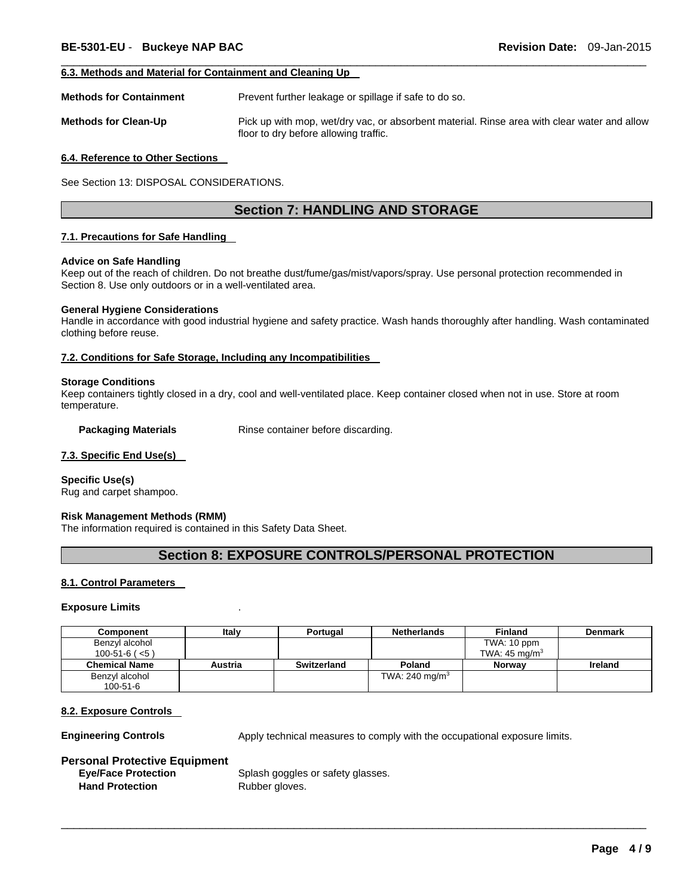#### 6.3. Methods and Material for Containment and Cleaning Up

**Methods for Containment** Prevent further leakage or spillage if safe to do so.

**Methods for Clean-Up** Pick up with mop, wet/dry vac, or absorbent material. Rinse area with clear water and allow floor to dry before allowing traffic.

#### 6.4. Reference to Other Sections

See Section 13: DISPOSAL CONSIDERATIONS.

## Section 7: HANDLING AND STORAGE

#### 7.1. Precautions for Safe Handling

**Advice on Safe Handling**
Keep out of the reach of children. Do not breathe dust/fume/gas/mist/vapors/spray. Use personal protection recommended in Section 8. Use only outdoors or in a well-ventilated area.

**General Hygiene Considerations**
Handle in accordance with good industrial hygiene and safety practice. Wash hands thoroughly after handling. Wash contaminated clothing before reuse.

#### 7.2. Conditions for Safe Storage, Including any Incompatibilities

**Storage Conditions**
Keep containers tightly closed in a dry, cool and well-ventilated place. Keep container closed when not in use. Store at room temperature.

**Packaging Materials** Rinse container before discarding.

#### 7.3. Specific End Use(s)

**Specific Use(s)**
Rug and carpet shampoo.

**Risk Management Methods (RMM)**
The information required is contained in this Safety Data Sheet.

## Section 8: EXPOSURE CONTROLS/PERSONAL PROTECTION

#### 8.1. Control Parameters

**Exposure Limits** .

| Component | Italy | Portugal | Netherlands | Finland | Denmark |
|---|---|---|---|---|---|
| Benzyl alcohol 100-51-6 ( <5 ) | | | | TWA: 10 ppm TWA: 45 mg/m$^3$ | |
| **Chemical Name** | **Austria** | **Switzerland** | **Poland** | **Norway** | **Ireland** |
| Benzyl alcohol 100-51-6 | | | TWA: 240 mg/m$^3$ | | |

#### 8.2. Exposure Controls

**Engineering Controls** Apply technical measures to comply with the occupational exposure limits.

### Personal Protective Equipment

**Eye/Face Protection** Splash goggles or safety glasses.
**Hand Protection** Rubber gloves.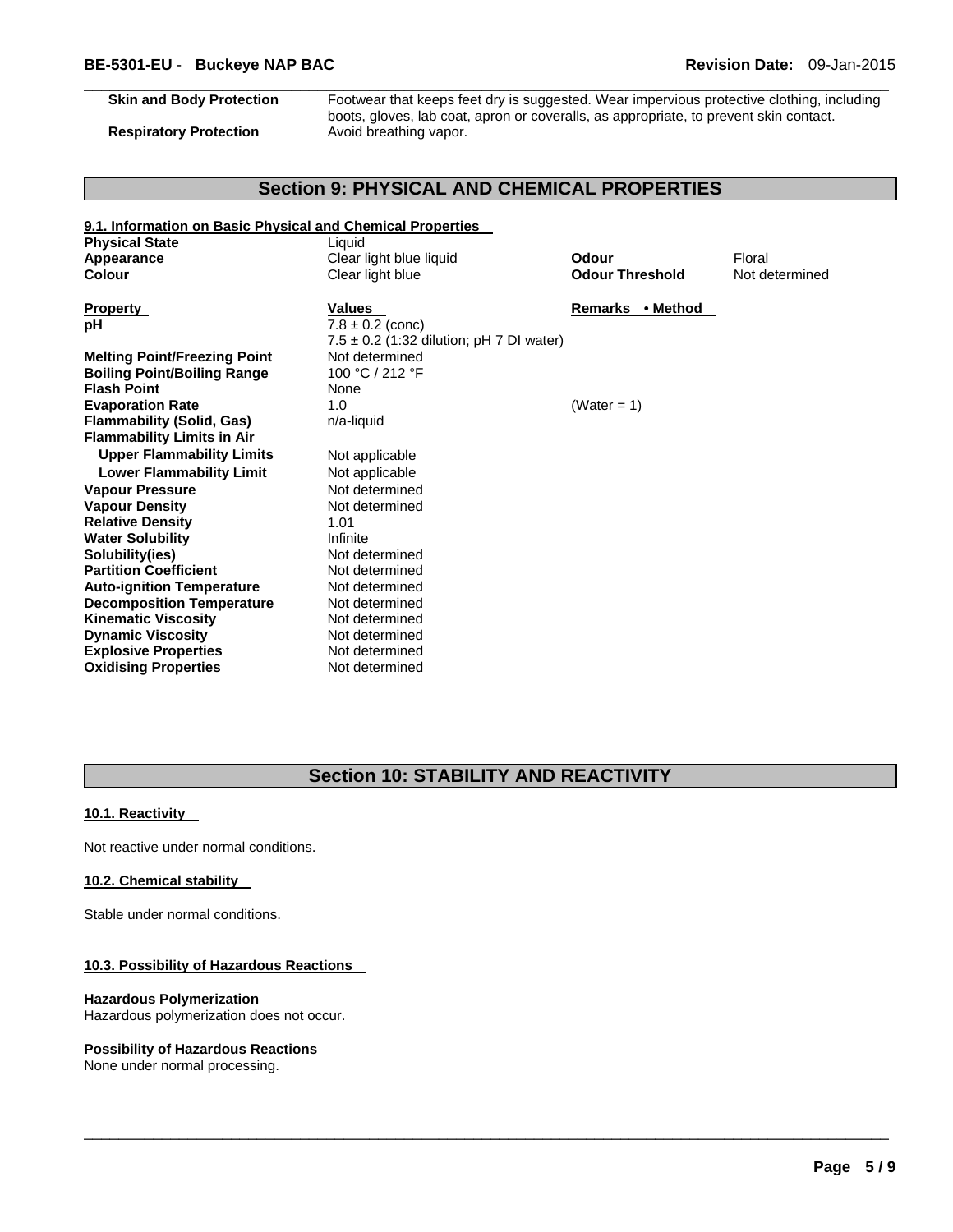| | |
|---|---|
| **Skin and Body Protection** | Footwear that keeps feet dry is suggested. Wear impervious protective clothing, including boots, gloves, lab coat, apron or coveralls, as appropriate, to prevent skin contact. |
| **Respiratory Protection** | Avoid breathing vapor. |

## Section 9: PHYSICAL AND CHEMICAL PROPERTIES

### 9.1. Information on Basic Physical and Chemical Properties

| | | | |
|---|---|---|---|
| **Physical State** | Liquid | | |
| **Appearance** | Clear light blue liquid | **Odour** | Floral |
| **Colour** | Clear light blue | **Odour Threshold** | Not determined |

| **Property** | **Values** | **Remarks • Method** |
|---|---|---|
| **pH** | 7.8 ± 0.2 (conc)<br>7.5 ± 0.2 (1:32 dilution; pH 7 DI water) | |
| **Melting Point/Freezing Point** | Not determined | |
| **Boiling Point/Boiling Range** | 100 °C / 212 °F | |
| **Flash Point** | None | |
| **Evaporation Rate** | 1.0 | (Water = 1) |
| **Flammability (Solid, Gas)** | n/a-liquid | |
| **Flammability Limits in Air** | | |
| **Upper Flammability Limits** | Not applicable | |
| **Lower Flammability Limit** | Not applicable | |
| **Vapour Pressure** | Not determined | |
| **Vapour Density** | Not determined | |
| **Relative Density** | 1.01 | |
| **Water Solubility** | Infinite | |
| **Solubility(ies)** | Not determined | |
| **Partition Coefficient** | Not determined | |
| **Auto-ignition Temperature** | Not determined | |
| **Decomposition Temperature** | Not determined | |
| **Kinematic Viscosity** | Not determined | |
| **Dynamic Viscosity** | Not determined | |
| **Explosive Properties** | Not determined | |
| **Oxidising Properties** | Not determined | |

## Section 10: STABILITY AND REACTIVITY

### 10.1. Reactivity

Not reactive under normal conditions.

### 10.2. Chemical stability

Stable under normal conditions.

### 10.3. Possibility of Hazardous Reactions

**Hazardous Polymerization**
Hazardous polymerization does not occur.

**Possibility of Hazardous Reactions**
None under normal processing.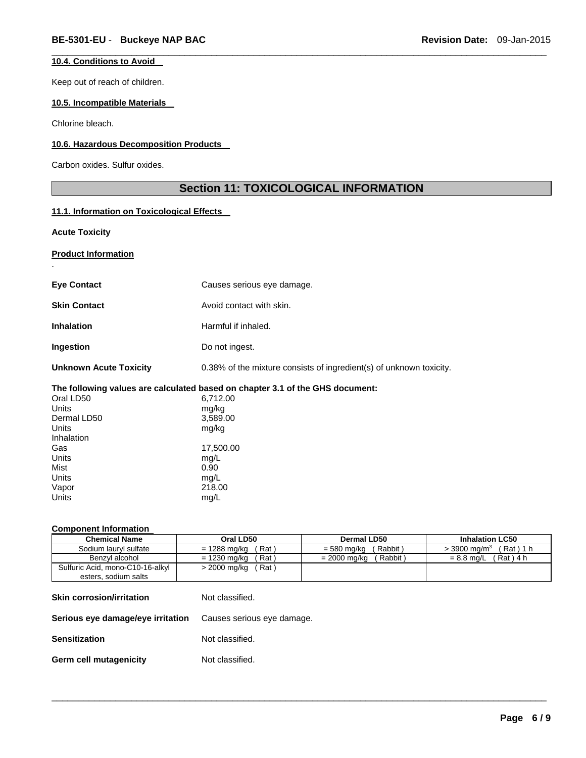#### 10.4. Conditions to Avoid

Keep out of reach of children.

#### 10.5. Incompatible Materials

Chlorine bleach.

#### 10.6. Hazardous Decomposition Products

Carbon oxides. Sulfur oxides.

## Section 11: TOXICOLOGICAL INFORMATION

#### 11.1. Information on Toxicological Effects

**Acute Toxicity**

**Product Information**

.

**Eye Contact** Causes serious eye damage.

**Skin Contact** Avoid contact with skin.

**Inhalation** Harmful if inhaled.

**Ingestion** Do not ingest.

**Unknown Acute Toxicity** 0.38% of the mixture consists of ingredient(s) of unknown toxicity.

**The following values are calculated based on chapter 3.1 of the GHS document:**

Oral LD50 6,712.00
Units mg/kg
Dermal LD50 3,589.00
Units mg/kg
Inhalation
Gas 17,500.00
Units mg/L
Mist 0.90
Units mg/L
Vapor 218.00
Units mg/L

**Component Information**

| Chemical Name | Oral LD50 | Dermal LD50 | Inhalation LC50 |
|---|---|---|---|
| Sodium lauryl sulfate | = 1288 mg/kg ( Rat ) | = 580 mg/kg ( Rabbit ) | > 3900 mg/m$^3$ ( Rat ) 1 h |
| Benzyl alcohol | = 1230 mg/kg ( Rat ) | = 2000 mg/kg ( Rabbit ) | = 8.8 mg/L ( Rat ) 4 h |
| Sulfuric Acid, mono-C10-16-alkyl esters, sodium salts | > 2000 mg/kg ( Rat ) | | |

**Skin corrosion/irritation** Not classified.

**Serious eye damage/eye irritation** Causes serious eye damage.

**Sensitization** Not classified.

**Germ cell mutagenicity** Not classified.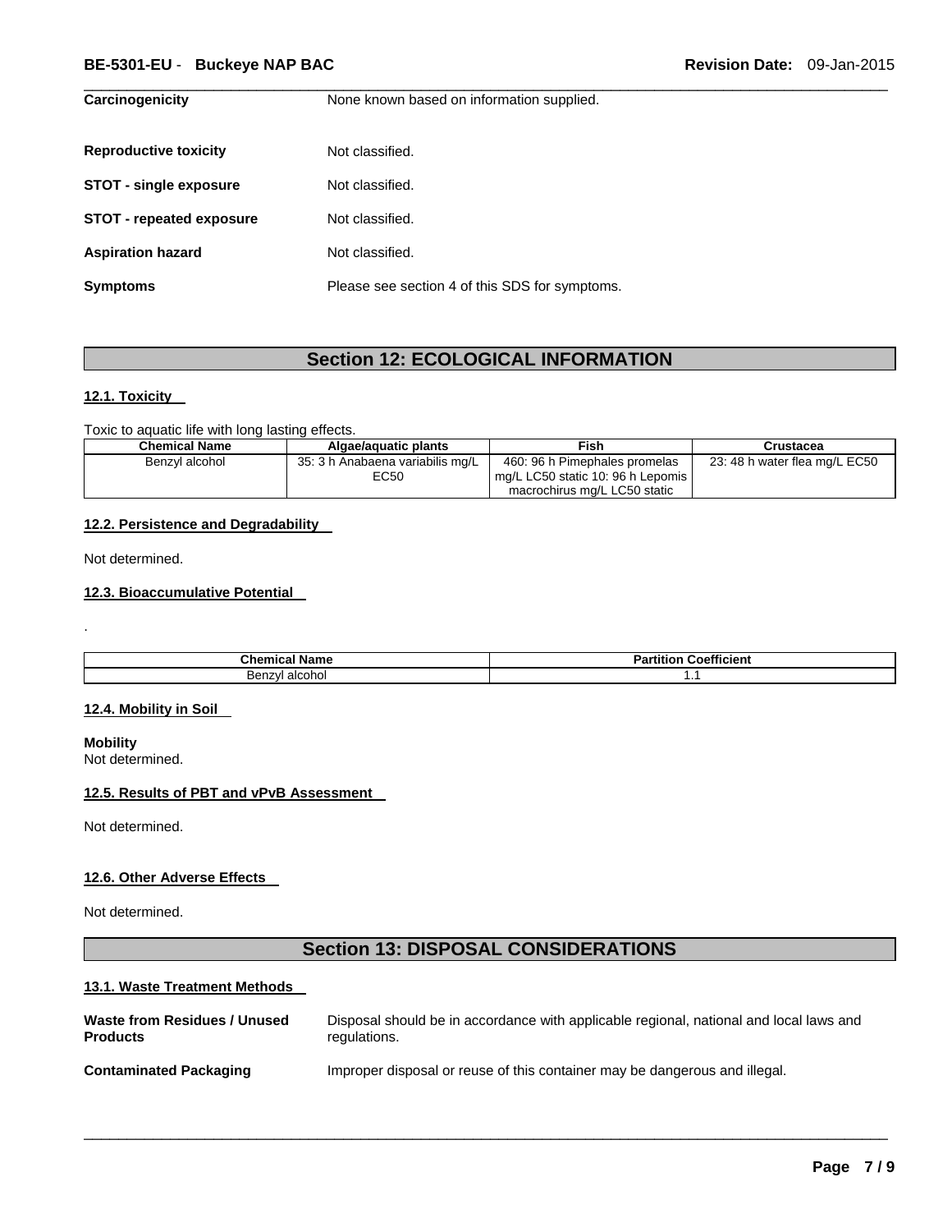**Carcinogenicity** None known based on information supplied.

**Reproductive toxicity** Not classified.

**STOT - single exposure** Not classified.

**STOT - repeated exposure** Not classified.

**Aspiration hazard** Not classified.

**Symptoms** Please see section 4 of this SDS for symptoms.

## Section 12: ECOLOGICAL INFORMATION

### 12.1. Toxicity

Toxic to aquatic life with long lasting effects.

| Chemical Name | Algae/aquatic plants | Fish | Crustacea |
|---|---|---|---|
| Benzyl alcohol | 35: 3 h Anabaena variabilis mg/L EC50 | 460: 96 h Pimephales promelas mg/L LC50 static 10: 96 h Lepomis macrochirus mg/L LC50 static | 23: 48 h water flea mg/L EC50 |

### 12.2. Persistence and Degradability

Not determined.

### 12.3. Bioaccumulative Potential

.

| Chemical Name | Partition Coefficient |
|---|---|
| Benzyl alcohol | 1.1 |

### 12.4. Mobility in Soil

**Mobility**
Not determined.

### 12.5. Results of PBT and vPvB Assessment

Not determined.

### 12.6. Other Adverse Effects

Not determined.

## Section 13: DISPOSAL CONSIDERATIONS

### 13.1. Waste Treatment Methods

**Waste from Residues / Unused Products** Disposal should be in accordance with applicable regional, national and local laws and regulations.

**Contaminated Packaging** Improper disposal or reuse of this container may be dangerous and illegal.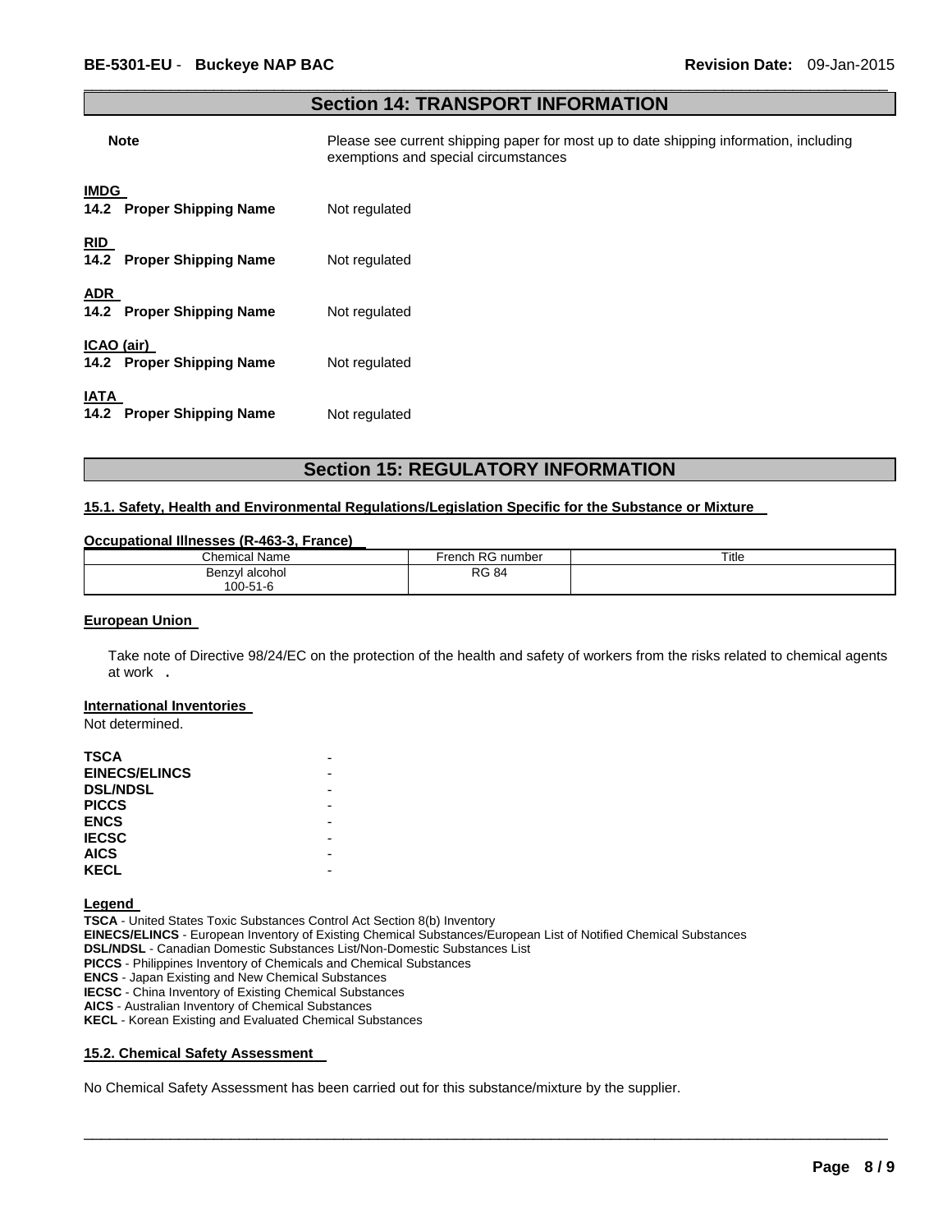## Section 14: TRANSPORT INFORMATION

**Note** Please see current shipping paper for most up to date shipping information, including exemptions and special circumstances

**IMDG**

**14.2 Proper Shipping Name** Not regulated

**RID**

**14.2 Proper Shipping Name** Not regulated

**ADR**

**14.2 Proper Shipping Name** Not regulated

**ICAO (air)**

**14.2 Proper Shipping Name** Not regulated

**IATA**

**14.2 Proper Shipping Name** Not regulated

## Section 15: REGULATORY INFORMATION

### 15.1. Safety, Health and Environmental Regulations/Legislation Specific for the Substance or Mixture

**Occupational Illnesses (R-463-3, France)**

| Chemical Name | French RG number | Title |
|---|---|---|
| Benzyl alcohol<br>100-51-6 | RG 84 | |

**European Union**

Take note of Directive 98/24/EC on the protection of the health and safety of workers from the risks related to chemical agents at work .

**International Inventories**

Not determined.

| | |
|---|---|
| **TSCA** | - |
| **EINECS/ELINCS** | - |
| **DSL/NDSL** | - |
| **PICCS** | - |
| **ENCS** | - |
| **IECSC** | - |
| **AICS** | - |
| **KECL** | - |

**Legend**

**TSCA** - United States Toxic Substances Control Act Section 8(b) Inventory
**EINECS/ELINCS** - European Inventory of Existing Chemical Substances/European List of Notified Chemical Substances
**DSL/NDSL** - Canadian Domestic Substances List/Non-Domestic Substances List
**PICCS** - Philippines Inventory of Chemicals and Chemical Substances
**ENCS** - Japan Existing and New Chemical Substances
**IECSC** - China Inventory of Existing Chemical Substances
**AICS** - Australian Inventory of Chemical Substances
**KECL** - Korean Existing and Evaluated Chemical Substances

### 15.2. Chemical Safety Assessment

No Chemical Safety Assessment has been carried out for this substance/mixture by the supplier.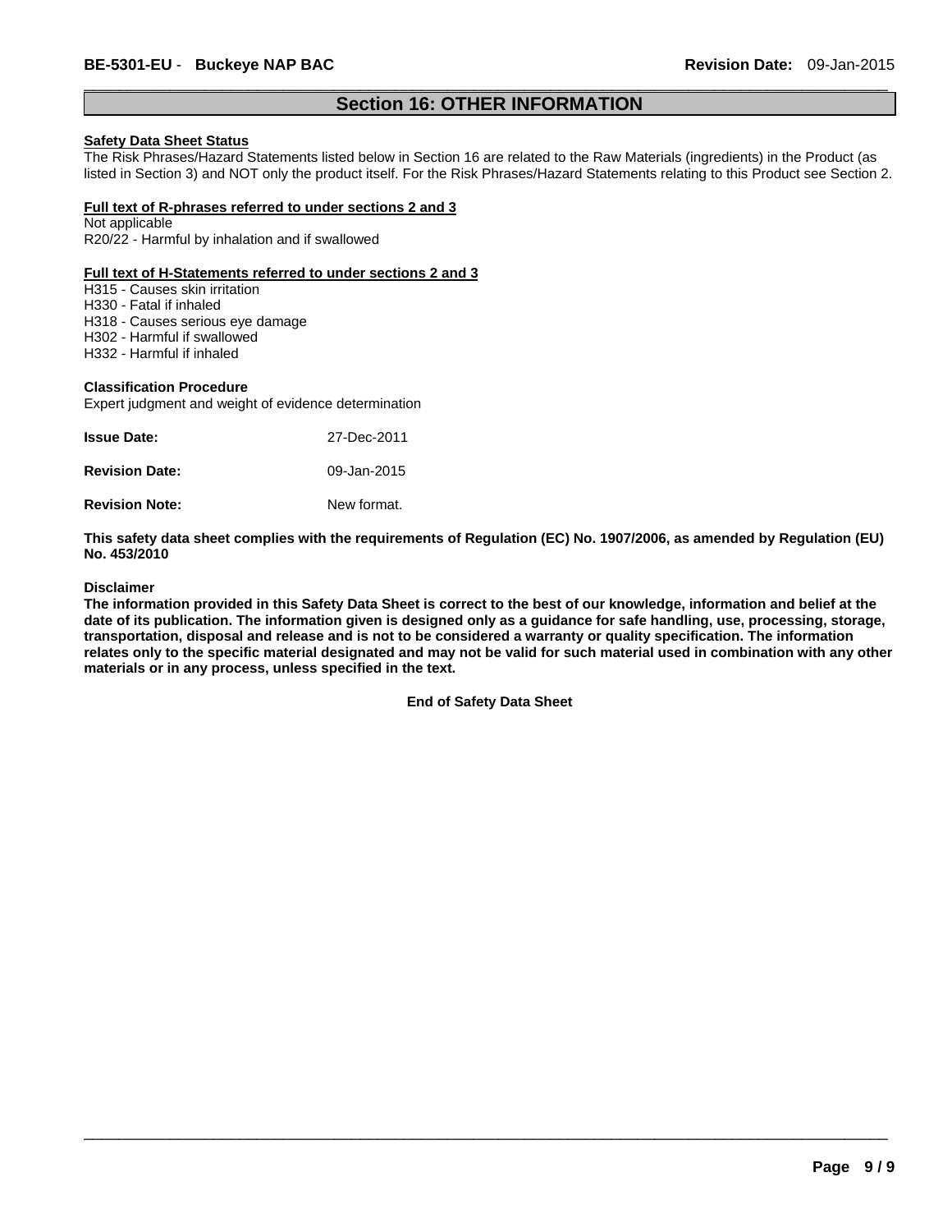## Section 16: OTHER INFORMATION

**Safety Data Sheet Status**

The Risk Phrases/Hazard Statements listed below in Section 16 are related to the Raw Materials (ingredients) in the Product (as listed in Section 3) and NOT only the product itself. For the Risk Phrases/Hazard Statements relating to this Product see Section 2.

**Full text of R-phrases referred to under sections 2 and 3**

Not applicable
R20/22 - Harmful by inhalation and if swallowed

**Full text of H-Statements referred to under sections 2 and 3**

H315 - Causes skin irritation
H330 - Fatal if inhaled
H318 - Causes serious eye damage
H302 - Harmful if swallowed
H332 - Harmful if inhaled

**Classification Procedure**

Expert judgment and weight of evidence determination

| | |
|---|---|
| **Issue Date:** | 27-Dec-2011 |
| **Revision Date:** | 09-Jan-2015 |
| **Revision Note:** | New format. |

**This safety data sheet complies with the requirements of Regulation (EC) No. 1907/2006, as amended by Regulation (EU) No. 453/2010**

**Disclaimer**

**The information provided in this Safety Data Sheet is correct to the best of our knowledge, information and belief at the date of its publication. The information given is designed only as a guidance for safe handling, use, processing, storage, transportation, disposal and release and is not to be considered a warranty or quality specification. The information relates only to the specific material designated and may not be valid for such material used in combination with any other materials or in any process, unless specified in the text.**

**End of Safety Data Sheet**